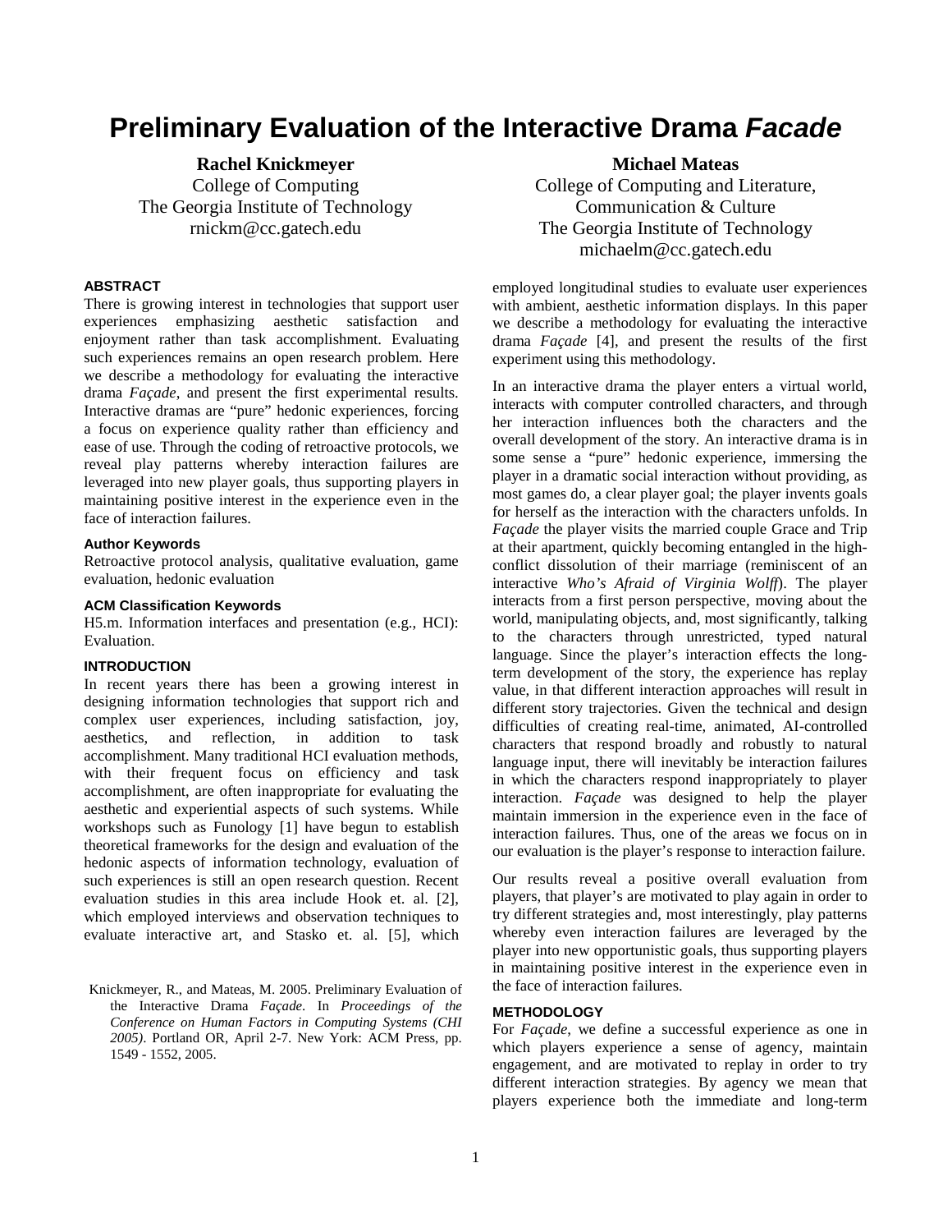# Preliminary Evaluation of the Interactive Drama *Facade*

**Rachel Knickmeyer**
College of Computing
The Georgia Institute of Technology
rnickm@cc.gatech.edu

**Michael Mateas**
College of Computing and Literature, Communication & Culture
The Georgia Institute of Technology
michaelm@cc.gatech.edu

## ABSTRACT

There is growing interest in technologies that support user experiences emphasizing aesthetic satisfaction and enjoyment rather than task accomplishment. Evaluating such experiences remains an open research problem. Here we describe a methodology for evaluating the interactive drama *Façade*, and present the first experimental results. Interactive dramas are "pure" hedonic experiences, forcing a focus on experience quality rather than efficiency and ease of use. Through the coding of retroactive protocols, we reveal play patterns whereby interaction failures are leveraged into new player goals, thus supporting players in maintaining positive interest in the experience even in the face of interaction failures.

### Author Keywords

Retroactive protocol analysis, qualitative evaluation, game evaluation, hedonic evaluation

### ACM Classification Keywords

H5.m. Information interfaces and presentation (e.g., HCI): Evaluation.

## INTRODUCTION

In recent years there has been a growing interest in designing information technologies that support rich and complex user experiences, including satisfaction, joy, aesthetics, and reflection, in addition to task accomplishment. Many traditional HCI evaluation methods, with their frequent focus on efficiency and task accomplishment, are often inappropriate for evaluating the aesthetic and experiential aspects of such systems. While workshops such as Funology [1] have begun to establish theoretical frameworks for the design and evaluation of the hedonic aspects of information technology, evaluation of such experiences is still an open research question. Recent evaluation studies in this area include Hook et. al. [2], which employed interviews and observation techniques to evaluate interactive art, and Stasko et. al. [5], which employed longitudinal studies to evaluate user experiences with ambient, aesthetic information displays. In this paper we describe a methodology for evaluating the interactive drama *Façade* [4], and present the results of the first experiment using this methodology.

Knickmeyer, R., and Mateas, M. 2005. Preliminary Evaluation of the Interactive Drama *Façade*. In *Proceedings of the Conference on Human Factors in Computing Systems (CHI 2005)*. Portland OR, April 2-7. New York: ACM Press, pp. 1549 - 1552, 2005.

In an interactive drama the player enters a virtual world, interacts with computer controlled characters, and through her interaction influences both the characters and the overall development of the story. An interactive drama is in some sense a "pure" hedonic experience, immersing the player in a dramatic social interaction without providing, as most games do, a clear player goal; the player invents goals for herself as the interaction with the characters unfolds. In *Façade* the player visits the married couple Grace and Trip at their apartment, quickly becoming entangled in the high-conflict dissolution of their marriage (reminiscent of an interactive *Who's Afraid of Virginia Wolff*). The player interacts from a first person perspective, moving about the world, manipulating objects, and, most significantly, talking to the characters through unrestricted, typed natural language. Since the player's interaction effects the long-term development of the story, the experience has replay value, in that different interaction approaches will result in different story trajectories. Given the technical and design difficulties of creating real-time, animated, AI-controlled characters that respond broadly and robustly to natural language input, there will inevitably be interaction failures in which the characters respond inappropriately to player interaction. *Façade* was designed to help the player maintain immersion in the experience even in the face of interaction failures. Thus, one of the areas we focus on in our evaluation is the player's response to interaction failure.

Our results reveal a positive overall evaluation from players, that player's are motivated to play again in order to try different strategies and, most interestingly, play patterns whereby even interaction failures are leveraged by the player into new opportunistic goals, thus supporting players in maintaining positive interest in the experience even in the face of interaction failures.

## METHODOLOGY

For *Façade*, we define a successful experience as one in which players experience a sense of agency, maintain engagement, and are motivated to replay in order to try different interaction strategies. By agency we mean that players experience both the immediate and long-term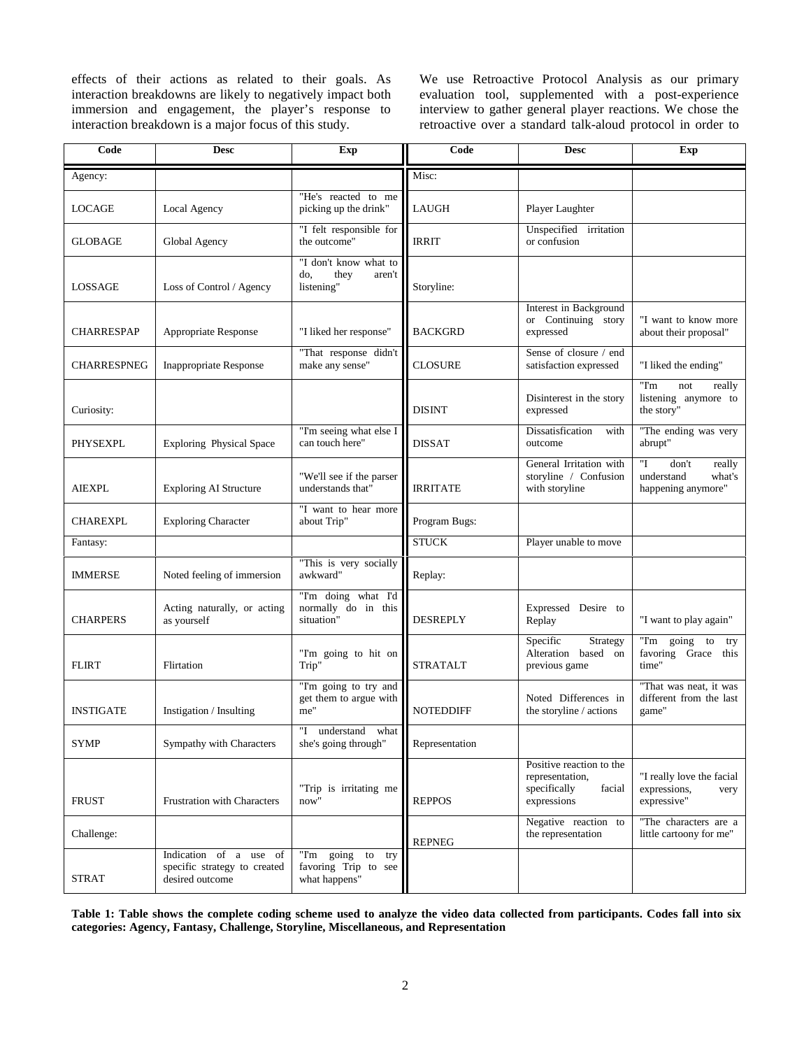effects of their actions as related to their goals. As interaction breakdowns are likely to negatively impact both immersion and engagement, the player's response to interaction breakdown is a major focus of this study.

We use Retroactive Protocol Analysis as our primary evaluation tool, supplemented with a post-experience interview to gather general player reactions. We chose the retroactive over a standard talk-aloud protocol in order to

| Code | Desc | Exp | Code | Desc | Exp |
|---|---|---|---|---|---|
| Agency: | | | Misc: | | |
| LOCAGE | Local Agency | "He's reacted to me picking up the drink" | LAUGH | Player Laughter | |
| GLOBAGE | Global Agency | "I felt responsible for the outcome" | IRRIT | Unspecified irritation or confusion | |
| LOSSAGE | Loss of Control / Agency | "I don't know what to do, they aren't listening" | Storyline: | | |
| CHARRESPAP | Appropriate Response | "I liked her response" | BACKGRD | Interest in Background or Continuing story expressed | "I want to know more about their proposal" |
| CHARRESPNEG | Inappropriate Response | "That response didn't make any sense" | CLOSURE | Sense of closure / end satisfaction expressed | "I liked the ending" |
| Curiosity: | | | DISINT | Disinterest in the story expressed | "I'm not really listening anymore to the story" |
| PHYSEXPL | Exploring Physical Space | "I'm seeing what else I can touch here" | DISSAT | Dissatisfication with outcome | "The ending was very abrupt" |
| AIEXPL | Exploring AI Structure | "We'll see if the parser understands that" | IRRITATE | General Irritation with storyline / Confusion with storyline | "I don't really understand what's happening anymore" |
| CHAREXPL | Exploring Character | "I want to hear more about Trip" | Program Bugs: | | |
| Fantasy: | | | STUCK | Player unable to move | |
| IMMERSE | Noted feeling of immersion | "This is very socially awkward" | Replay: | | |
| CHARPERS | Acting naturally, or acting as yourself | "I'm doing what I'd normally do in this situation" | DESREPLY | Expressed Desire to Replay | "I want to play again" |
| FLIRT | Flirtation | "I'm going to hit on Trip" | STRATALT | Specific Strategy Alteration based on previous game | "I'm going to try favoring Grace this time" |
| INSTIGATE | Instigation / Insulting | "I'm going to try and get them to argue with me" | NOTEDDIFF | Noted Differences in the storyline / actions | "That was neat, it was different from the last game" |
| SYMP | Sympathy with Characters | "I understand what she's going through" | Representation | | |
| FRUST | Frustration with Characters | "Trip is irritating me now" | REPPOS | Positive reaction to the representation, specifically facial expressions | "I really love the facial expressions, very expressive" |
| Challenge: | | | REPNEG | Negative reaction to the representation | "The characters are a little cartoony for me" |
| STRAT | Indication of a use of specific strategy to created desired outcome | "I'm going to try favoring Trip to see what happens" | | | |

**Table 1: Table shows the complete coding scheme used to analyze the video data collected from participants. Codes fall into six categories: Agency, Fantasy, Challenge, Storyline, Miscellaneous, and Representation**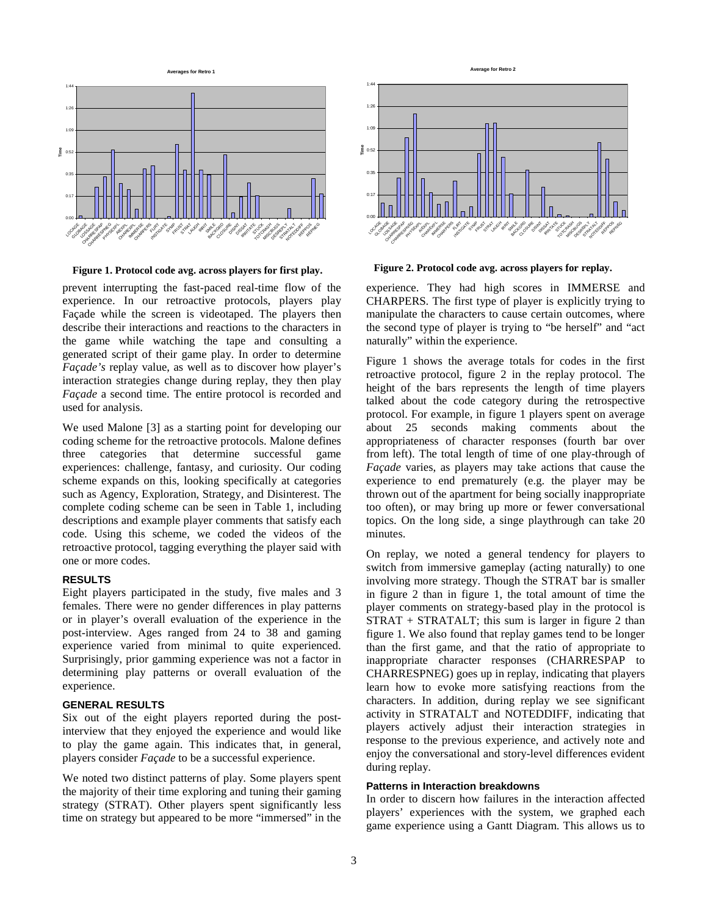**Figure 1. Protocol code avg. across players for first play.**

**Figure 2. Protocol code avg. across players for replay.**

prevent interrupting the fast-paced real-time flow of the experience. In our retroactive protocols, players play Façade while the screen is videotaped. The players then describe their interactions and reactions to the characters in the game while watching the tape and consulting a generated script of their game play. In order to determine *Façade's* replay value, as well as to discover how player's interaction strategies change during replay, they then play *Façade* a second time. The entire protocol is recorded and used for analysis.

We used Malone [3] as a starting point for developing our coding scheme for the retroactive protocols. Malone defines three categories that determine successful game experiences: challenge, fantasy, and curiosity. Our coding scheme expands on this, looking specifically at categories such as Agency, Exploration, Strategy, and Disinterest. The complete coding scheme can be seen in Table 1, including descriptions and example player comments that satisfy each code. Using this scheme, we coded the videos of the retroactive protocol, tagging everything the player said with one or more codes.

### RESULTS

Eight players participated in the study, five males and 3 females. There were no gender differences in play patterns or in player's overall evaluation of the experience in the post-interview. Ages ranged from 24 to 38 and gaming experience varied from minimal to quite experienced. Surprisingly, prior gamming experience was not a factor in determining play patterns or overall evaluation of the experience.

### GENERAL RESULTS

Six out of the eight players reported during the post-interview that they enjoyed the experience and would like to play the game again. This indicates that, in general, players consider *Façade* to be a successful experience.

We noted two distinct patterns of play. Some players spent the majority of their time exploring and tuning their gaming strategy (STRAT). Other players spent significantly less time on strategy but appeared to be more "immersed" in the experience. They had high scores in IMMERSE and CHARPERS. The first type of player is explicitly trying to manipulate the characters to cause certain outcomes, where the second type of player is trying to "be herself" and "act naturally" within the experience.

Figure 1 shows the average totals for codes in the first retroactive protocol, figure 2 in the replay protocol. The height of the bars represents the length of time players talked about the code category during the retrospective protocol. For example, in figure 1 players spent on average about 25 seconds making comments about the appropriateness of character responses (fourth bar over from left). The total length of time of one play-through of *Façade* varies, as players may take actions that cause the experience to end prematurely (e.g. the player may be thrown out of the apartment for being socially inappropriate too often), or may bring up more or fewer conversational topics. On the long side, a singe playthrough can take 20 minutes.

On replay, we noted a general tendency for players to switch from immersive gameplay (acting naturally) to one involving more strategy. Though the STRAT bar is smaller in figure 2 than in figure 1, the total amount of time the player comments on strategy-based play in the protocol is STRAT + STRATALT; this sum is larger in figure 2 than figure 1. We also found that replay games tend to be longer than the first game, and that the ratio of appropriate to inappropriate character responses (CHARRESPAP to CHARRESPNEG) goes up in replay, indicating that players learn how to evoke more satisfying reactions from the characters. In addition, during replay we see significant activity in STRATALT and NOTEDDIFF, indicating that players actively adjust their interaction strategies in response to the previous experience, and actively note and enjoy the conversational and story-level differences evident during replay.

#### Patterns in Interaction breakdowns

In order to discern how failures in the interaction affected players' experiences with the system, we graphed each game experience using a Gantt Diagram. This allows us to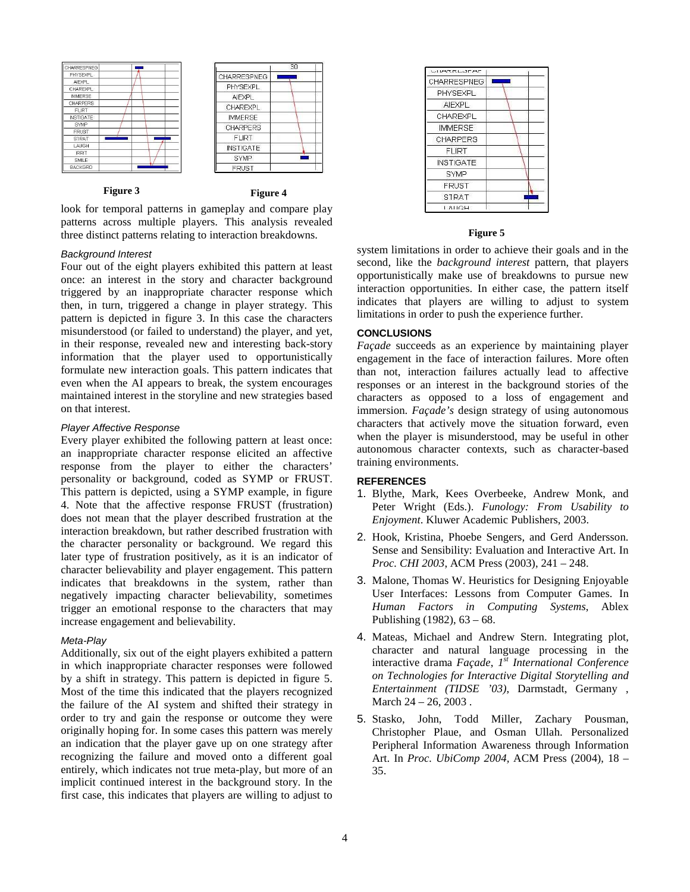CHARRESPNEG
PHYSEXPL
AIEXPL
CHAREXPL
IMMERSE
CHARPERS
FLIRT
INSTIGATE
SYMP
FRUST
STRAT
LAUGH
IRRIT
SMILE
BACKGRD

**Figure 3**

90
CHARRESPNEG
PHYSEXPL
AIEXPL
CHAREXPL
IMMERSE
CHARPERS
FLIRT
INSTIGATE
SYMP
FRUST

**Figure 4**

look for temporal patterns in gameplay and compare play patterns across multiple players. This analysis revealed three distinct patterns relating to interaction breakdowns.

### *Background Interest*

Four out of the eight players exhibited this pattern at least once: an interest in the story and character background triggered by an inappropriate character response which then, in turn, triggered a change in player strategy. This pattern is depicted in figure 3. In this case the characters misunderstood (or failed to understand) the player, and yet, in their response, revealed new and interesting back-story information that the player used to opportunistically formulate new interaction goals. This pattern indicates that even when the AI appears to break, the system encourages maintained interest in the storyline and new strategies based on that interest.

### *Player Affective Response*

Every player exhibited the following pattern at least once: an inappropriate character response elicited an affective response from the player to either the characters' personality or background, coded as SYMP or FRUST. This pattern is depicted, using a SYMP example, in figure 4. Note that the affective response FRUST (frustration) does not mean that the player described frustration at the interaction breakdown, but rather described frustration with the character personality or background. We regard this later type of frustration positively, as it is an indicator of character believability and player engagement. This pattern indicates that breakdowns in the system, rather than negatively impacting character believability, sometimes trigger an emotional response to the characters that may increase engagement and believability.

### *Meta-Play*

Additionally, six out of the eight players exhibited a pattern in which inappropriate character responses were followed by a shift in strategy. This pattern is depicted in figure 5. Most of the time this indicated that the players recognized the failure of the AI system and shifted their strategy in order to try and gain the response or outcome they were originally hoping for. In some cases this pattern was merely an indication that the player gave up on one strategy after recognizing the failure and moved onto a different goal entirely, which indicates not true meta-play, but more of an implicit continued interest in the background story. In the first case, this indicates that players are willing to adjust to system limitations in order to achieve their goals and in the second, like the *background interest* pattern, that players opportunistically make use of breakdowns to pursue new interaction opportunities. In either case, the pattern itself indicates that players are willing to adjust to system limitations in order to push the experience further.

CHARRESPNEG
PHYSEXPL
AIEXPL
CHAREXPL
IMMERSE
CHARPERS
FLIRT
INSTIGATE
SYMP
FRUST
STRAT

**Figure 5**

## CONCLUSIONS

*Façade* succeeds as an experience by maintaining player engagement in the face of interaction failures. More often than not, interaction failures actually lead to affective responses or an interest in the background stories of the characters as opposed to a loss of engagement and immersion. *Façade's* design strategy of using autonomous characters that actively move the situation forward, even when the player is misunderstood, may be useful in other autonomous character contexts, such as character-based training environments.

## REFERENCES

1. Blythe, Mark, Kees Overbeeke, Andrew Monk, and Peter Wright (Eds.). *Funology: From Usability to Enjoyment*. Kluwer Academic Publishers, 2003.
2. Hook, Kristina, Phoebe Sengers, and Gerd Andersson. Sense and Sensibility: Evaluation and Interactive Art. In *Proc. CHI 2003*, ACM Press (2003), 241 – 248.
3. Malone, Thomas W. Heuristics for Designing Enjoyable User Interfaces: Lessons from Computer Games. In *Human Factors in Computing Systems*, Ablex Publishing (1982), 63 – 68.
4. Mateas, Michael and Andrew Stern. Integrating plot, character and natural language processing in the interactive drama *Façade*, *1st International Conference on Technologies for Interactive Digital Storytelling and Entertainment (TIDSE '03)*, Darmstadt, Germany , March 24 – 26, 2003 .
5. Stasko, John, Todd Miller, Zachary Pousman, Christopher Plaue, and Osman Ullah. Personalized Peripheral Information Awareness through Information Art. In *Proc. UbiComp 2004*, ACM Press (2004), 18 – 35.